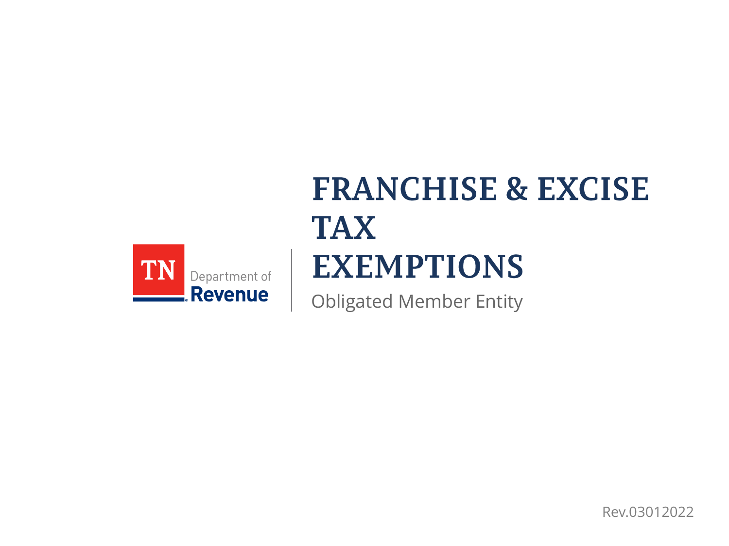TN Department of Revenue

# FRANCHISE & EXCISE TAX EXEMPTIONS

Obligated Member Entity

Rev.03012022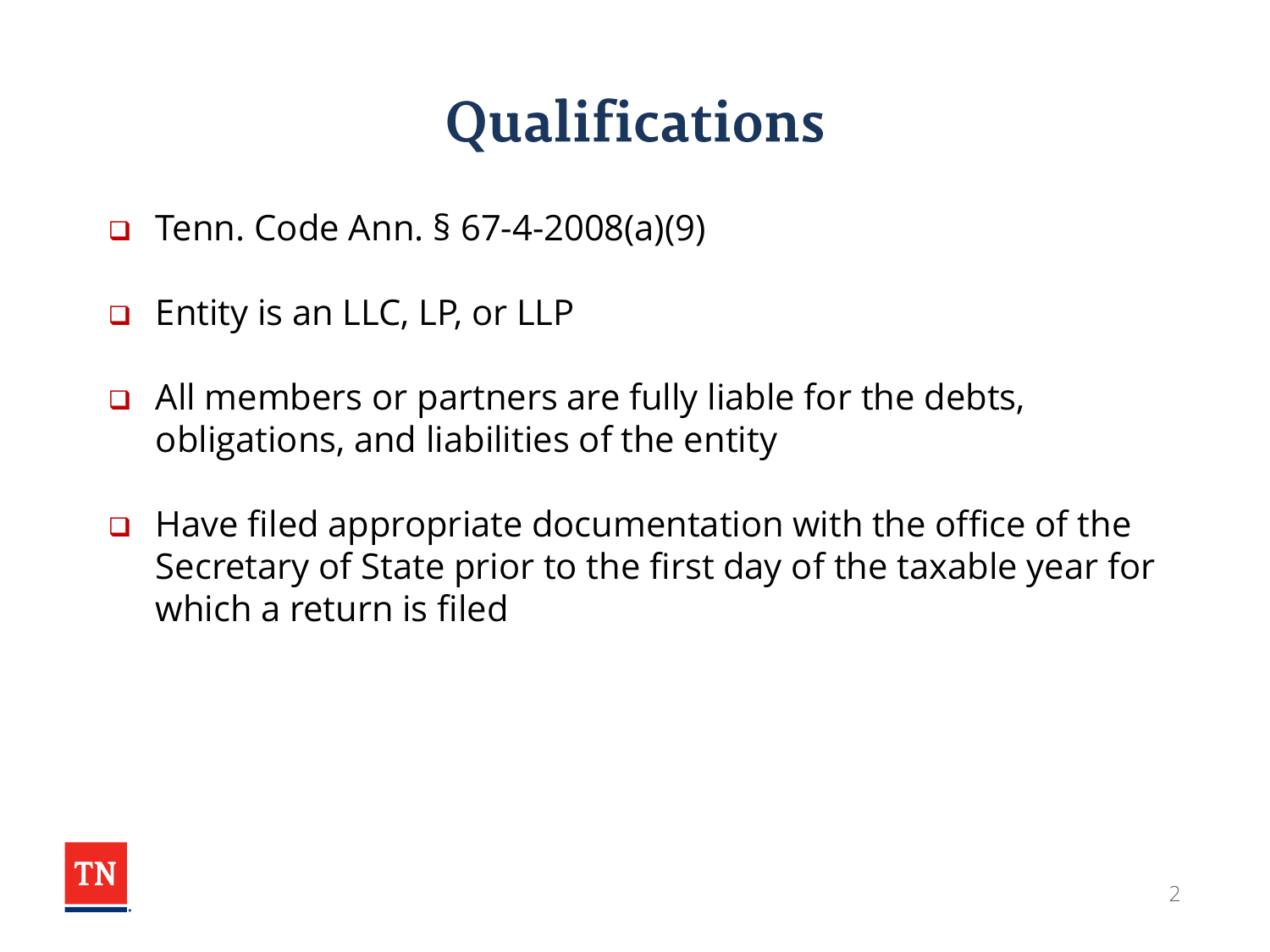# Qualifications

- Tenn. Code Ann. § 67-4-2008(a)(9)
- Entity is an LLC, LP, or LLP
- All members or partners are fully liable for the debts, obligations, and liabilities of the entity
- Have filed appropriate documentation with the office of the Secretary of State prior to the first day of the taxable year for which a return is filed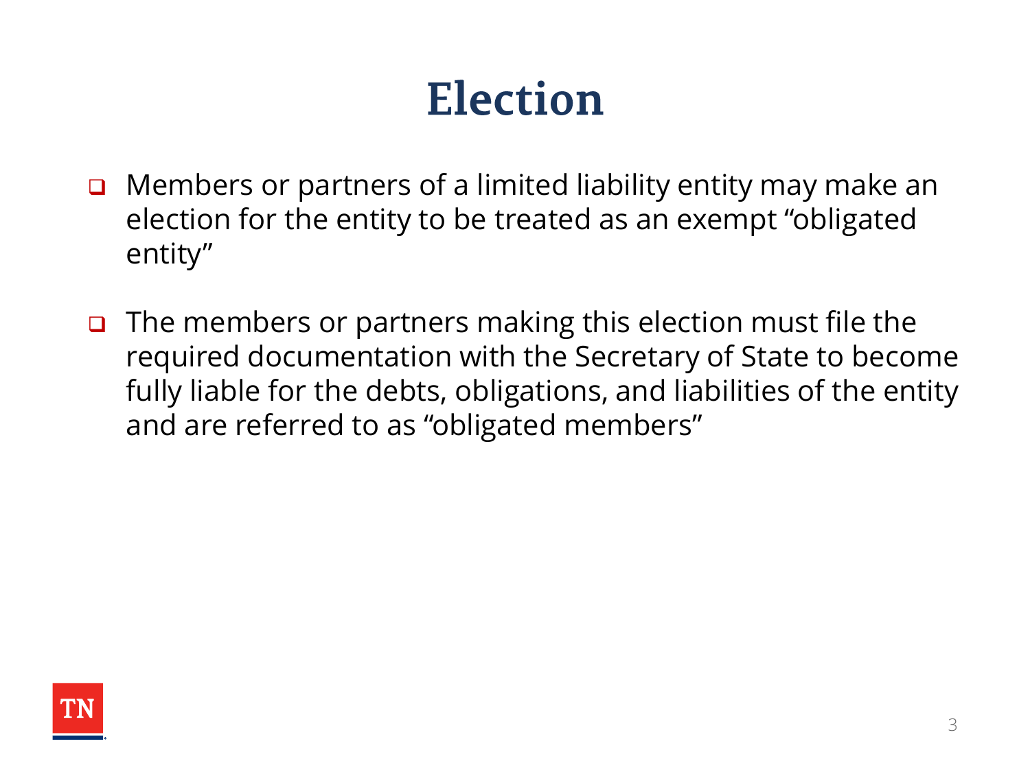# Election

- Members or partners of a limited liability entity may make an election for the entity to be treated as an exempt "obligated entity"

- The members or partners making this election must file the required documentation with the Secretary of State to become fully liable for the debts, obligations, and liabilities of the entity and are referred to as "obligated members"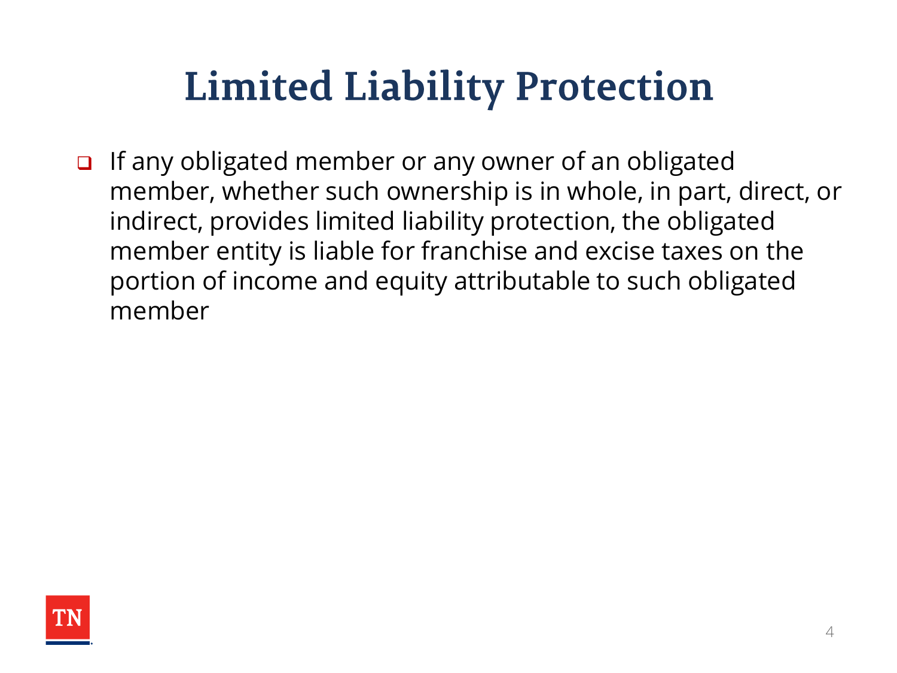# Limited Liability Protection

- If any obligated member or any owner of an obligated member, whether such ownership is in whole, in part, direct, or indirect, provides limited liability protection, the obligated member entity is liable for franchise and excise taxes on the portion of income and equity attributable to such obligated member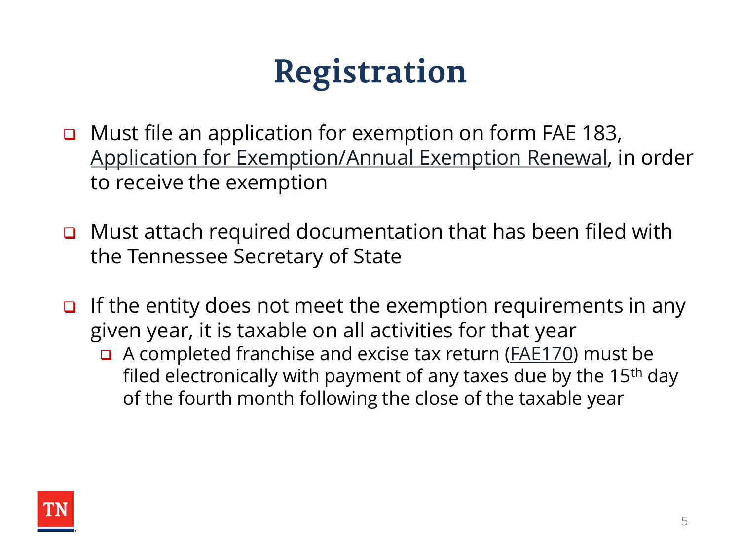# Registration

- Must file an application for exemption on form FAE 183, Application for Exemption/Annual Exemption Renewal, in order to receive the exemption
- Must attach required documentation that has been filed with the Tennessee Secretary of State
- If the entity does not meet the exemption requirements in any given year, it is taxable on all activities for that year
  - A completed franchise and excise tax return (FAE170) must be filed electronically with payment of any taxes due by the 15th day of the fourth month following the close of the taxable year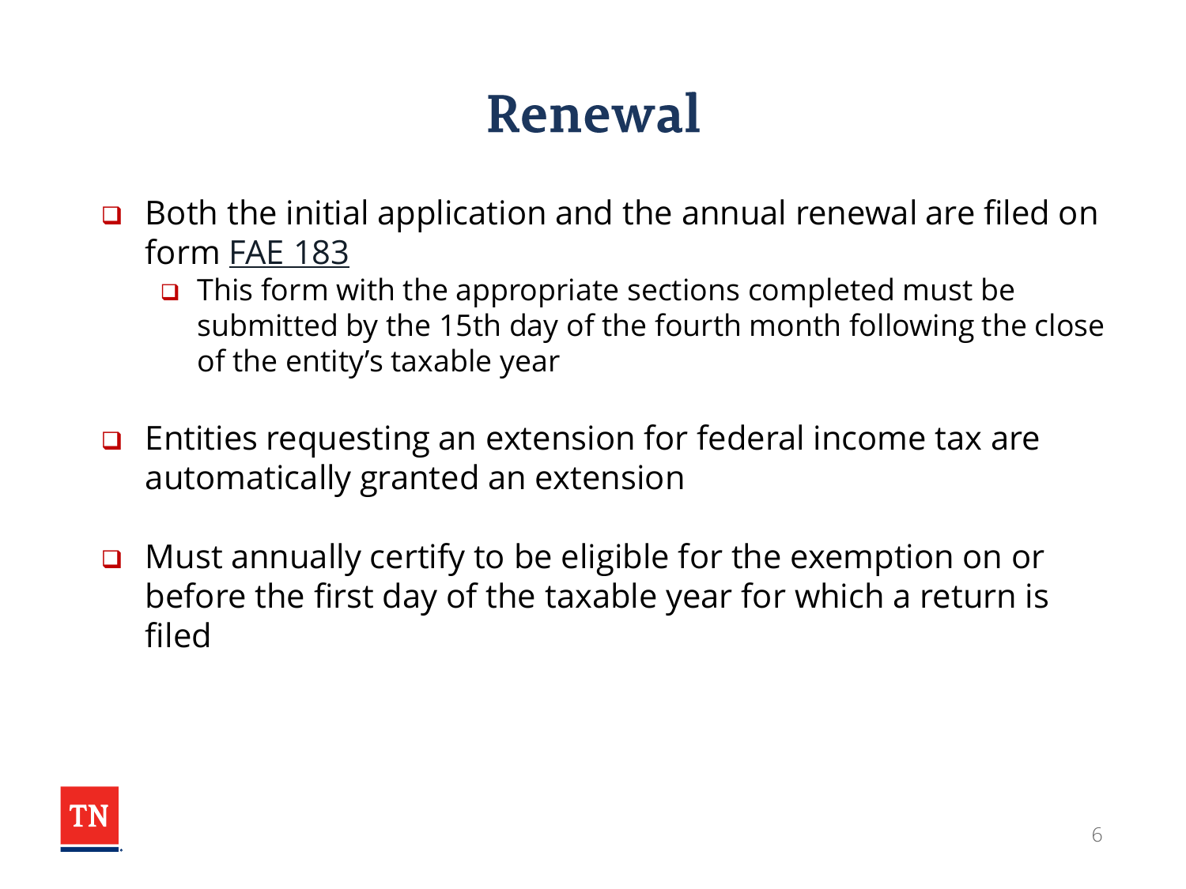# Renewal

- Both the initial application and the annual renewal are filed on form FAE 183
  - This form with the appropriate sections completed must be submitted by the 15th day of the fourth month following the close of the entity's taxable year

- Entities requesting an extension for federal income tax are automatically granted an extension

- Must annually certify to be eligible for the exemption on or before the first day of the taxable year for which a return is filed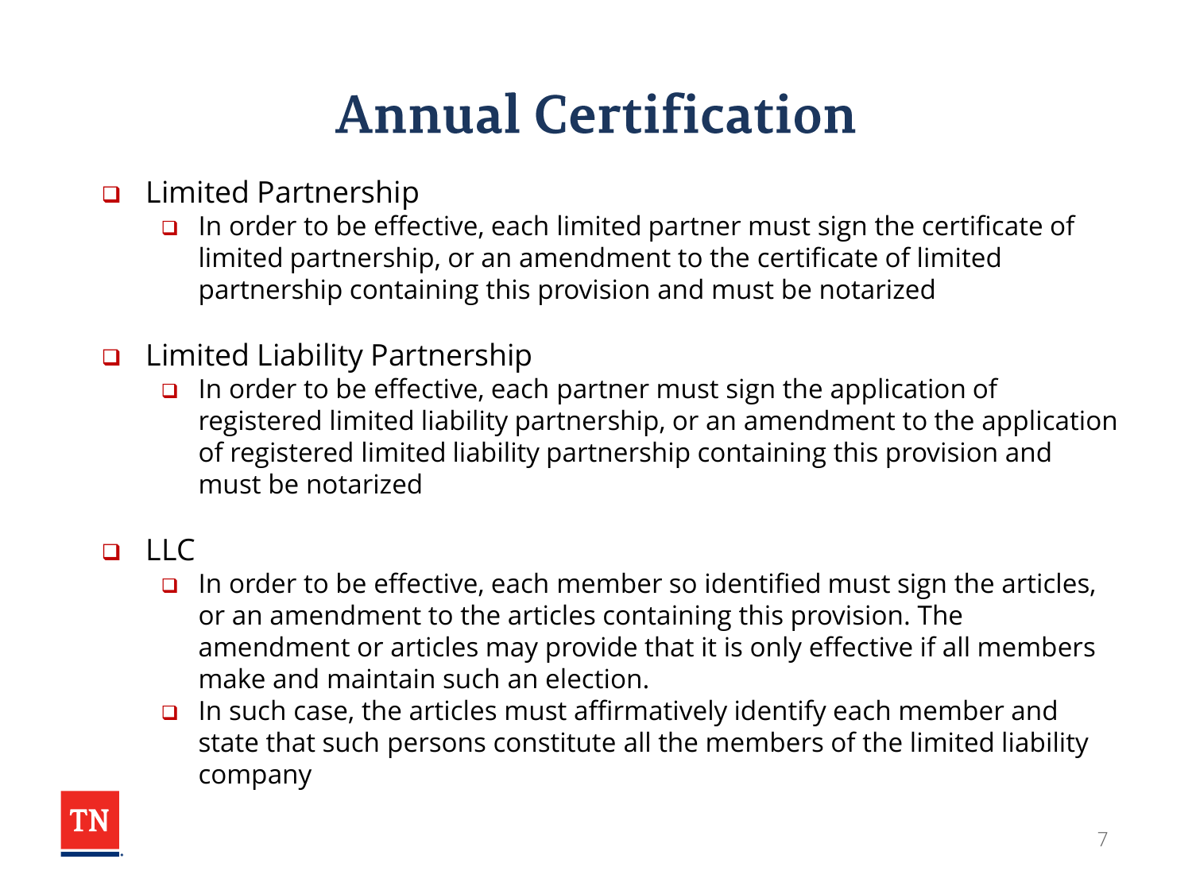# Annual Certification

- Limited Partnership
  - In order to be effective, each limited partner must sign the certificate of limited partnership, or an amendment to the certificate of limited partnership containing this provision and must be notarized

- Limited Liability Partnership
  - In order to be effective, each partner must sign the application of registered limited liability partnership, or an amendment to the application of registered limited liability partnership containing this provision and must be notarized

- LLC
  - In order to be effective, each member so identified must sign the articles, or an amendment to the articles containing this provision. The amendment or articles may provide that it is only effective if all members make and maintain such an election.
  - In such case, the articles must affirmatively identify each member and state that such persons constitute all the members of the limited liability company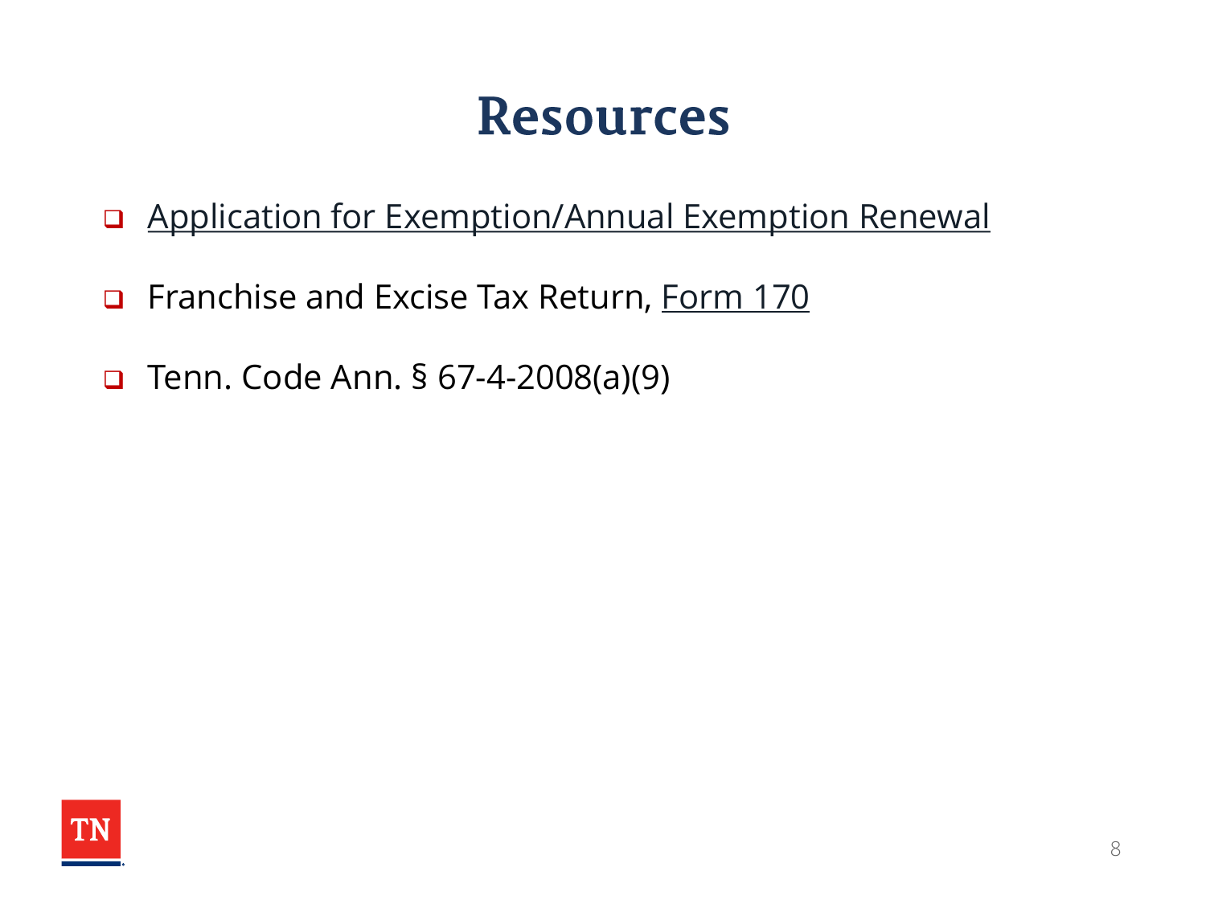# Resources

- Application for Exemption/Annual Exemption Renewal
- Franchise and Excise Tax Return, Form 170
- Tenn. Code Ann. § 67-4-2008(a)(9)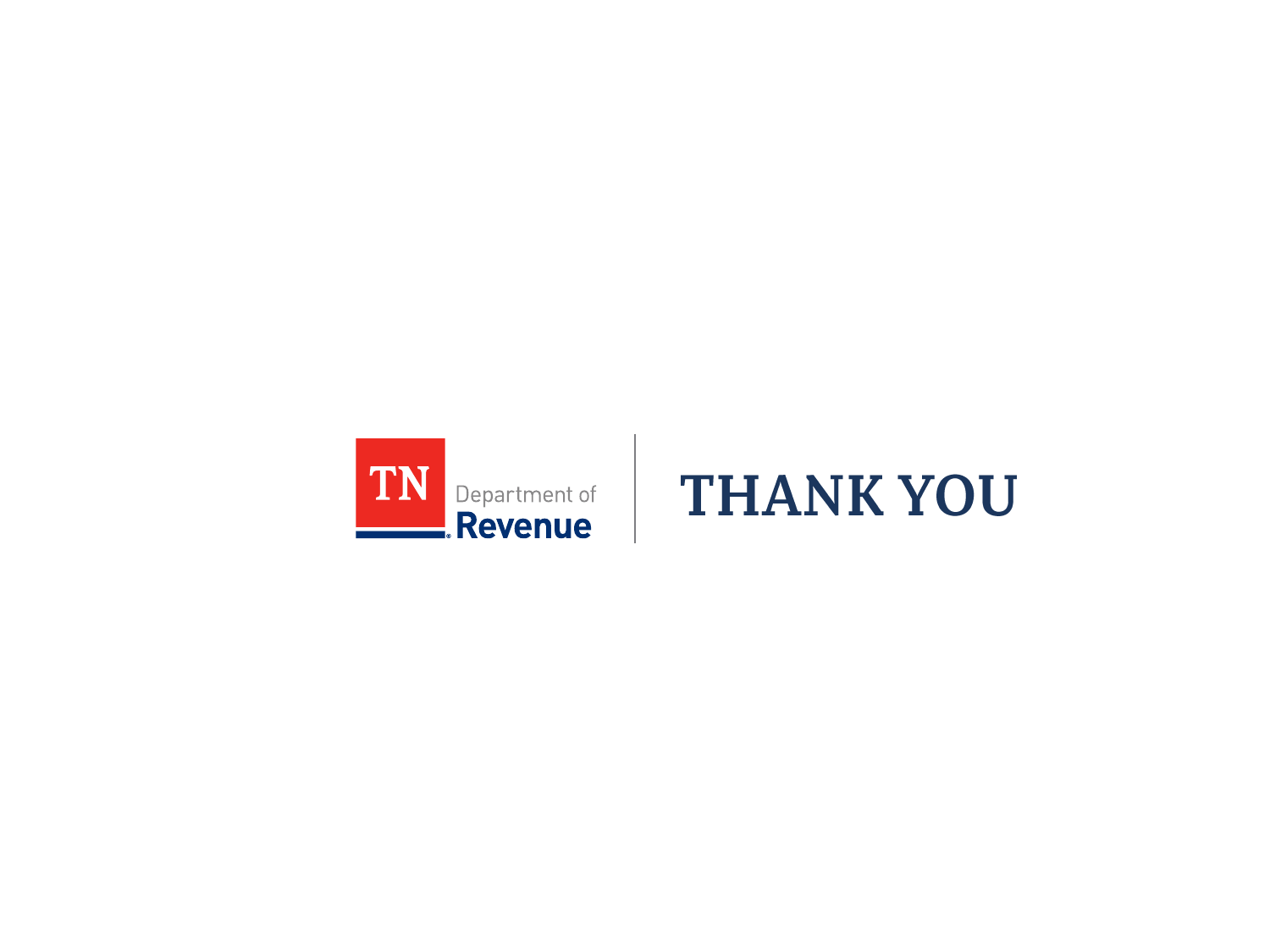TN Department of Revenue

# THANK YOU